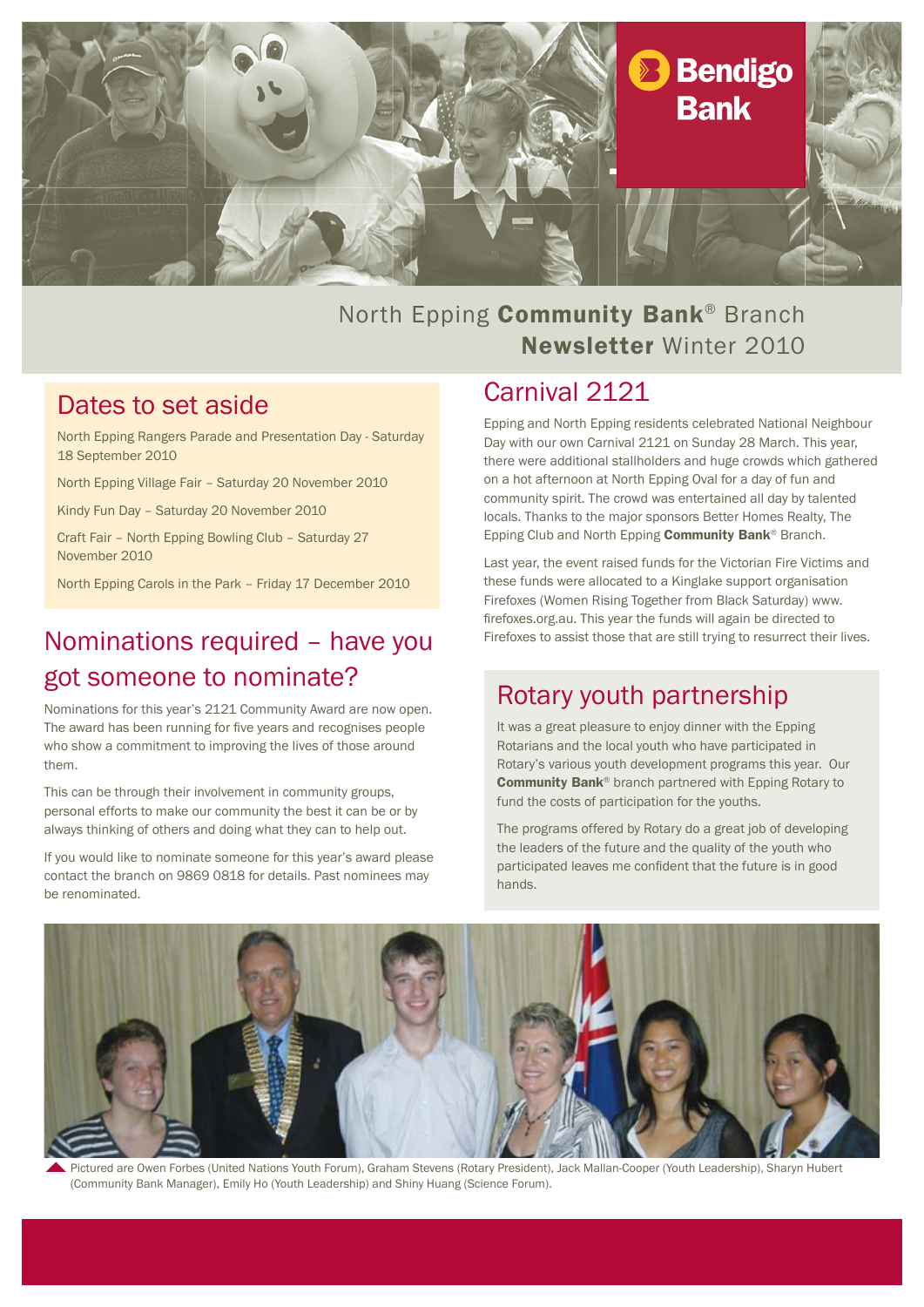Bendigo Bank

North Epping **Community Bank**® Branch
**Newsletter** Winter 2010

## Dates to set aside

North Epping Rangers Parade and Presentation Day - Saturday 18 September 2010

North Epping Village Fair – Saturday 20 November 2010

Kindy Fun Day – Saturday 20 November 2010

Craft Fair – North Epping Bowling Club – Saturday 27 November 2010

North Epping Carols in the Park – Friday 17 December 2010

## Nominations required – have you got someone to nominate?

Nominations for this year's 2121 Community Award are now open. The award has been running for five years and recognises people who show a commitment to improving the lives of those around them.

This can be through their involvement in community groups, personal efforts to make our community the best it can be or by always thinking of others and doing what they can to help out.

If you would like to nominate someone for this year's award please contact the branch on 9869 0818 for details. Past nominees may be renominated.

## Carnival 2121

Epping and North Epping residents celebrated National Neighbour Day with our own Carnival 2121 on Sunday 28 March. This year, there were additional stallholders and huge crowds which gathered on a hot afternoon at North Epping Oval for a day of fun and community spirit. The crowd was entertained all day by talented locals. Thanks to the major sponsors Better Homes Realty, The Epping Club and North Epping **Community Bank**® Branch.

Last year, the event raised funds for the Victorian Fire Victims and these funds were allocated to a Kinglake support organisation Firefoxes (Women Rising Together from Black Saturday) www.firefoxes.org.au. This year the funds will again be directed to Firefoxes to assist those that are still trying to resurrect their lives.

## Rotary youth partnership

It was a great pleasure to enjoy dinner with the Epping Rotarians and the local youth who have participated in Rotary's various youth development programs this year. Our **Community Bank**® branch partnered with Epping Rotary to fund the costs of participation for the youths.

The programs offered by Rotary do a great job of developing the leaders of the future and the quality of the youth who participated leaves me confident that the future is in good hands.

Pictured are Owen Forbes (United Nations Youth Forum), Graham Stevens (Rotary President), Jack Mallan-Cooper (Youth Leadership), Sharyn Hubert (Community Bank Manager), Emily Ho (Youth Leadership) and Shiny Huang (Science Forum).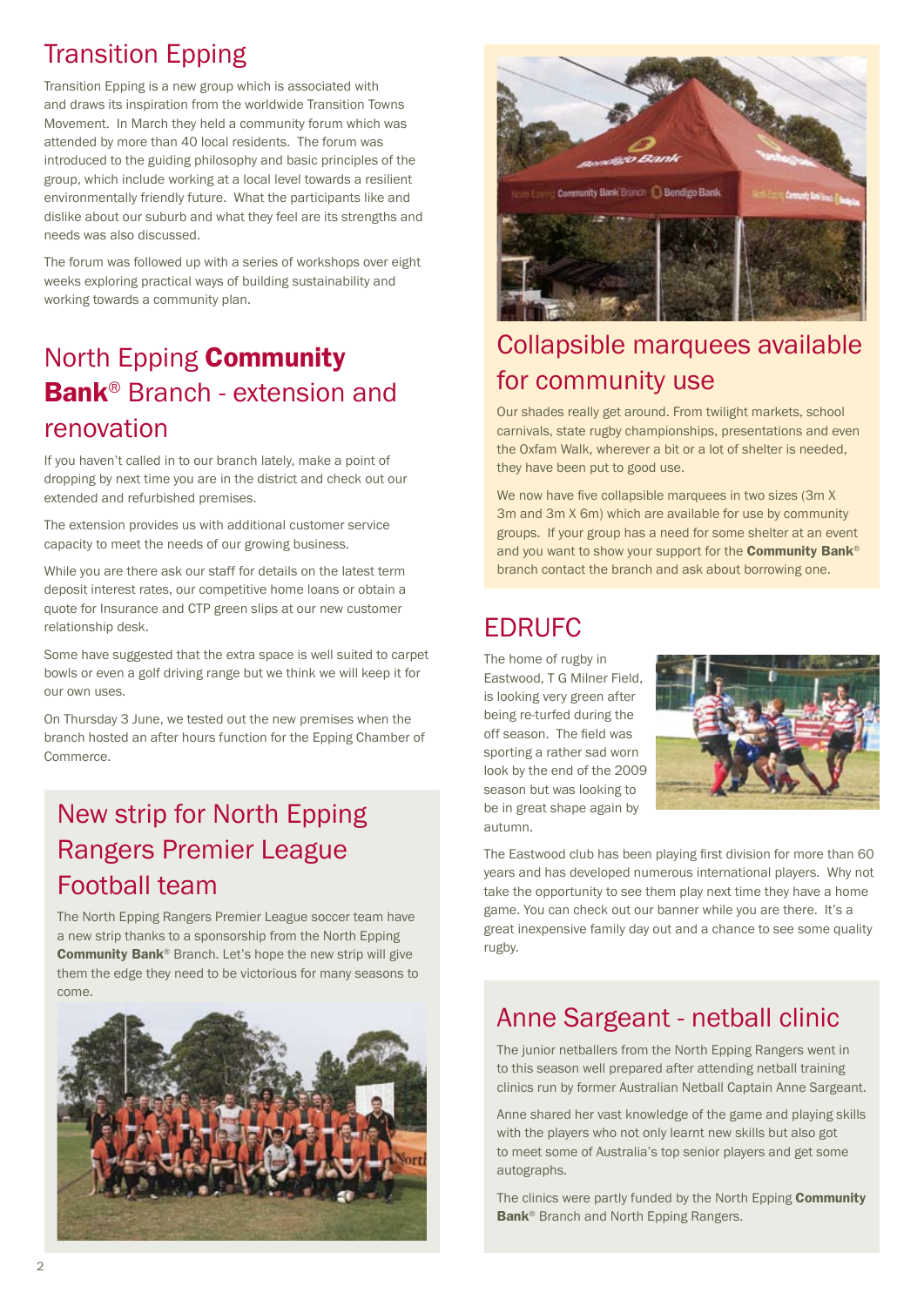## Transition Epping

Transition Epping is a new group which is associated with and draws its inspiration from the worldwide Transition Towns Movement. In March they held a community forum which was attended by more than 40 local residents. The forum was introduced to the guiding philosophy and basic principles of the group, which include working at a local level towards a resilient environmentally friendly future. What the participants like and dislike about our suburb and what they feel are its strengths and needs was also discussed.

The forum was followed up with a series of workshops over eight weeks exploring practical ways of building sustainability and working towards a community plan.

## North Epping **Community Bank**® Branch - extension and renovation

If you haven't called in to our branch lately, make a point of dropping by next time you are in the district and check out our extended and refurbished premises.

The extension provides us with additional customer service capacity to meet the needs of our growing business.

While you are there ask our staff for details on the latest term deposit interest rates, our competitive home loans or obtain a quote for Insurance and CTP green slips at our new customer relationship desk.

Some have suggested that the extra space is well suited to carpet bowls or even a golf driving range but we think we will keep it for our own uses.

On Thursday 3 June, we tested out the new premises when the branch hosted an after hours function for the Epping Chamber of Commerce.

## New strip for North Epping Rangers Premier League Football team

The North Epping Rangers Premier League soccer team have a new strip thanks to a sponsorship from the North Epping **Community Bank**® Branch. Let's hope the new strip will give them the edge they need to be victorious for many seasons to come.

## Collapsible marquees available for community use

Our shades really get around. From twilight markets, school carnivals, state rugby championships, presentations and even the Oxfam Walk, wherever a bit or a lot of shelter is needed, they have been put to good use.

We now have five collapsible marquees in two sizes (3m X 3m and 3m X 6m) which are available for use by community groups. If your group has a need for some shelter at an event and you want to show your support for the **Community Bank**® branch contact the branch and ask about borrowing one.

## EDRUFC

The home of rugby in Eastwood, T G Milner Field, is looking very green after being re-turfed during the off season. The field was sporting a rather sad worn look by the end of the 2009 season but was looking to be in great shape again by autumn.

The Eastwood club has been playing first division for more than 60 years and has developed numerous international players. Why not take the opportunity to see them play next time they have a home game. You can check out our banner while you are there. It's a great inexpensive family day out and a chance to see some quality rugby.

## Anne Sargeant - netball clinic

The junior netballers from the North Epping Rangers went in to this season well prepared after attending netball training clinics run by former Australian Netball Captain Anne Sargeant.

Anne shared her vast knowledge of the game and playing skills with the players who not only learnt new skills but also got to meet some of Australia's top senior players and get some autographs.

The clinics were partly funded by the North Epping **Community Bank**® Branch and North Epping Rangers.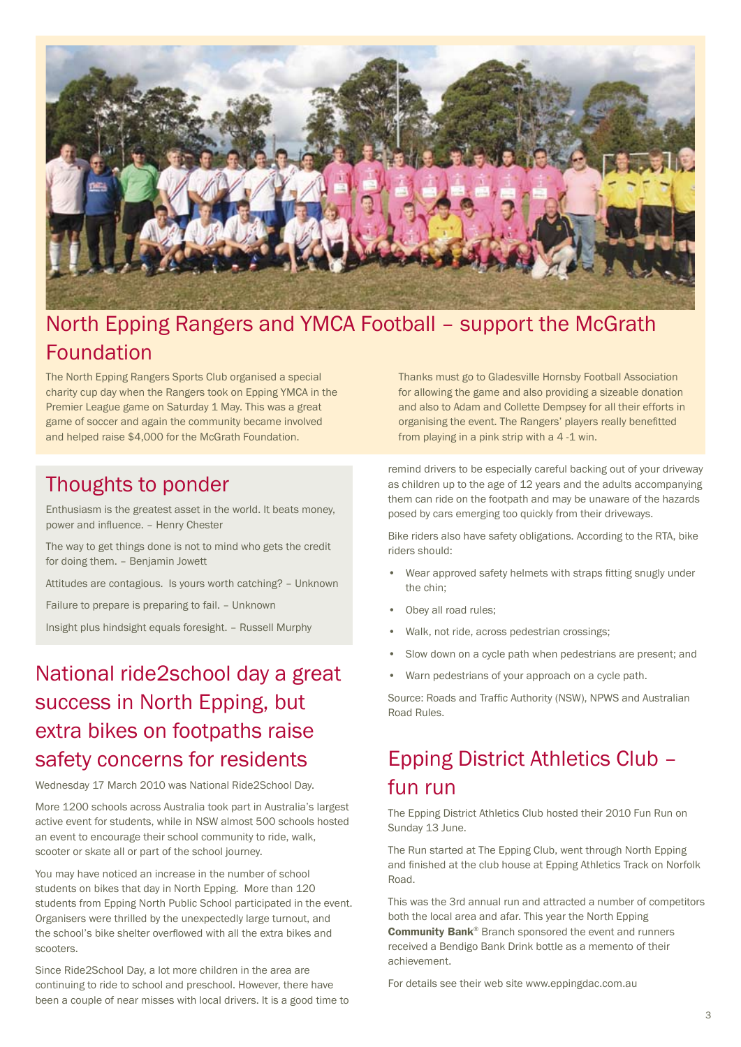## North Epping Rangers and YMCA Football – support the McGrath Foundation

The North Epping Rangers Sports Club organised a special charity cup day when the Rangers took on Epping YMCA in the Premier League game on Saturday 1 May. This was a great game of soccer and again the community became involved and helped raise $4,000 for the McGrath Foundation.

Thanks must go to Gladesville Hornsby Football Association for allowing the game and also providing a sizeable donation and also to Adam and Collette Dempsey for all their efforts in organising the event. The Rangers' players really benefitted from playing in a pink strip with a 4 -1 win.

## Thoughts to ponder

Enthusiasm is the greatest asset in the world. It beats money, power and influence. – Henry Chester

The way to get things done is not to mind who gets the credit for doing them. – Benjamin Jowett

Attitudes are contagious. Is yours worth catching? – Unknown

Failure to prepare is preparing to fail. – Unknown

Insight plus hindsight equals foresight. – Russell Murphy

## National ride2school day a great success in North Epping, but extra bikes on footpaths raise safety concerns for residents

Wednesday 17 March 2010 was National Ride2School Day.

More 1200 schools across Australia took part in Australia's largest active event for students, while in NSW almost 500 schools hosted an event to encourage their school community to ride, walk, scooter or skate all or part of the school journey.

You may have noticed an increase in the number of school students on bikes that day in North Epping. More than 120 students from Epping North Public School participated in the event. Organisers were thrilled by the unexpectedly large turnout, and the school's bike shelter overflowed with all the extra bikes and scooters.

Since Ride2School Day, a lot more children in the area are continuing to ride to school and preschool. However, there have been a couple of near misses with local drivers. It is a good time to remind drivers to be especially careful backing out of your driveway as children up to the age of 12 years and the adults accompanying them can ride on the footpath and may be unaware of the hazards posed by cars emerging too quickly from their driveways.

Bike riders also have safety obligations. According to the RTA, bike riders should:

- Wear approved safety helmets with straps fitting snugly under the chin;
- Obey all road rules;
- Walk, not ride, across pedestrian crossings;
- Slow down on a cycle path when pedestrians are present; and
- Warn pedestrians of your approach on a cycle path.

Source: Roads and Traffic Authority (NSW), NPWS and Australian Road Rules.

## Epping District Athletics Club – fun run

The Epping District Athletics Club hosted their 2010 Fun Run on Sunday 13 June.

The Run started at The Epping Club, went through North Epping and finished at the club house at Epping Athletics Track on Norfolk Road.

This was the 3rd annual run and attracted a number of competitors both the local area and afar. This year the North Epping **Community Bank**® Branch sponsored the event and runners received a Bendigo Bank Drink bottle as a memento of their achievement.

For details see their web site www.eppingdac.com.au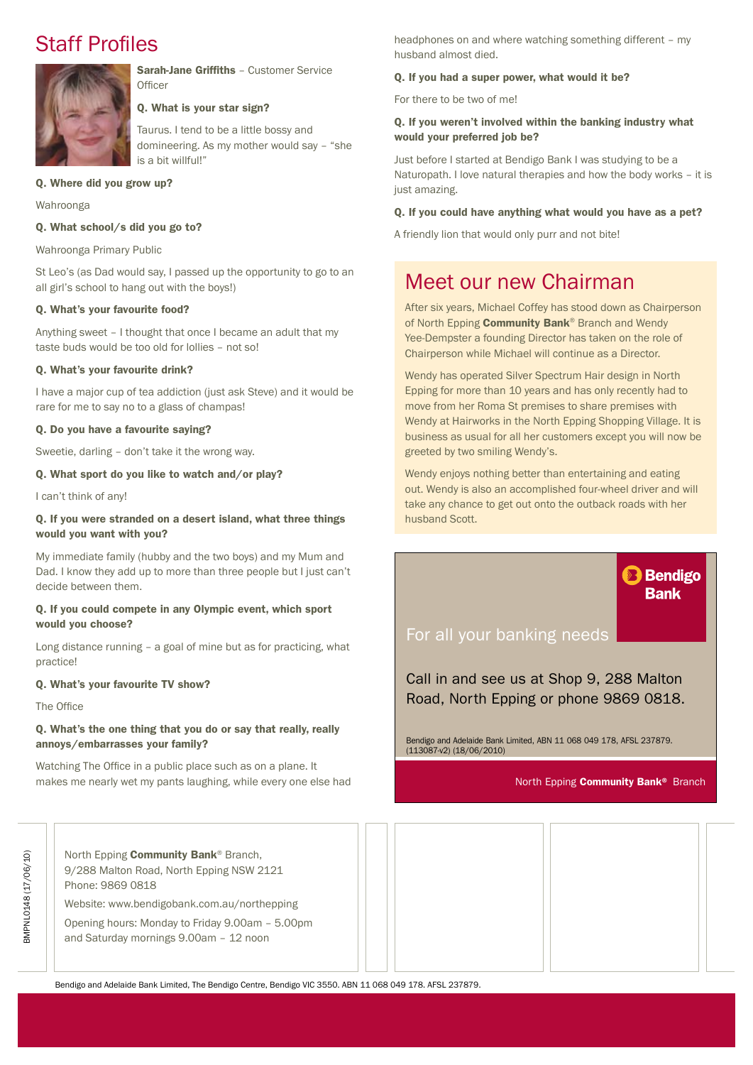# Staff Profiles

**Sarah-Jane Griffiths** – Customer Service Officer

**Q. What is your star sign?**

Taurus. I tend to be a little bossy and domineering. As my mother would say – "she is a bit willful!"

**Q. Where did you grow up?**

Wahroonga

**Q. What school/s did you go to?**

Wahroonga Primary Public

St Leo's (as Dad would say, I passed up the opportunity to go to an all girl's school to hang out with the boys!)

**Q. What's your favourite food?**

Anything sweet – I thought that once I became an adult that my taste buds would be too old for lollies – not so!

**Q. What's your favourite drink?**

I have a major cup of tea addiction (just ask Steve) and it would be rare for me to say no to a glass of champas!

**Q. Do you have a favourite saying?**

Sweetie, darling – don't take it the wrong way.

**Q. What sport do you like to watch and/or play?**

I can't think of any!

**Q. If you were stranded on a desert island, what three things would you want with you?**

My immediate family (hubby and the two boys) and my Mum and Dad. I know they add up to more than three people but I just can't decide between them.

**Q. If you could compete in any Olympic event, which sport would you choose?**

Long distance running – a goal of mine but as for practicing, what practice!

**Q. What's your favourite TV show?**

The Office

**Q. What's the one thing that you do or say that really, really annoys/embarrasses your family?**

Watching The Office in a public place such as on a plane. It makes me nearly wet my pants laughing, while every one else had headphones on and where watching something different – my husband almost died.

**Q. If you had a super power, what would it be?**

For there to be two of me!

**Q. If you weren't involved within the banking industry what would your preferred job be?**

Just before I started at Bendigo Bank I was studying to be a Naturopath. I love natural therapies and how the body works – it is just amazing.

**Q. If you could have anything what would you have as a pet?**

A friendly lion that would only purr and not bite!

## Meet our new Chairman

After six years, Michael Coffey has stood down as Chairperson of North Epping **Community Bank**® Branch and Wendy Yee-Dempster a founding Director has taken on the role of Chairperson while Michael will continue as a Director.

Wendy has operated Silver Spectrum Hair design in North Epping for more than 10 years and has only recently had to move from her Roma St premises to share premises with Wendy at Hairworks in the North Epping Shopping Village. It is business as usual for all her customers except you will now be greeted by two smiling Wendy's.

Wendy enjoys nothing better than entertaining and eating out. Wendy is also an accomplished four-wheel driver and will take any chance to get out onto the outback roads with her husband Scott.

Bendigo Bank

For all your banking needs

Call in and see us at Shop 9, 288 Malton Road, North Epping or phone 9869 0818.

Bendigo and Adelaide Bank Limited, ABN 11 068 049 178, AFSL 237879. (113087-v2) (18/06/2010)

North Epping **Community Bank**® Branch

BMPNL0148 (17/06/10)

North Epping **Community Bank**® Branch,
9/288 Malton Road, North Epping NSW 2121
Phone: 9869 0818

Website: www.bendigobank.com.au/northepping

Opening hours: Monday to Friday 9.00am – 5.00pm and Saturday mornings 9.00am – 12 noon

Bendigo and Adelaide Bank Limited, The Bendigo Centre, Bendigo VIC 3550. ABN 11 068 049 178. AFSL 237879.